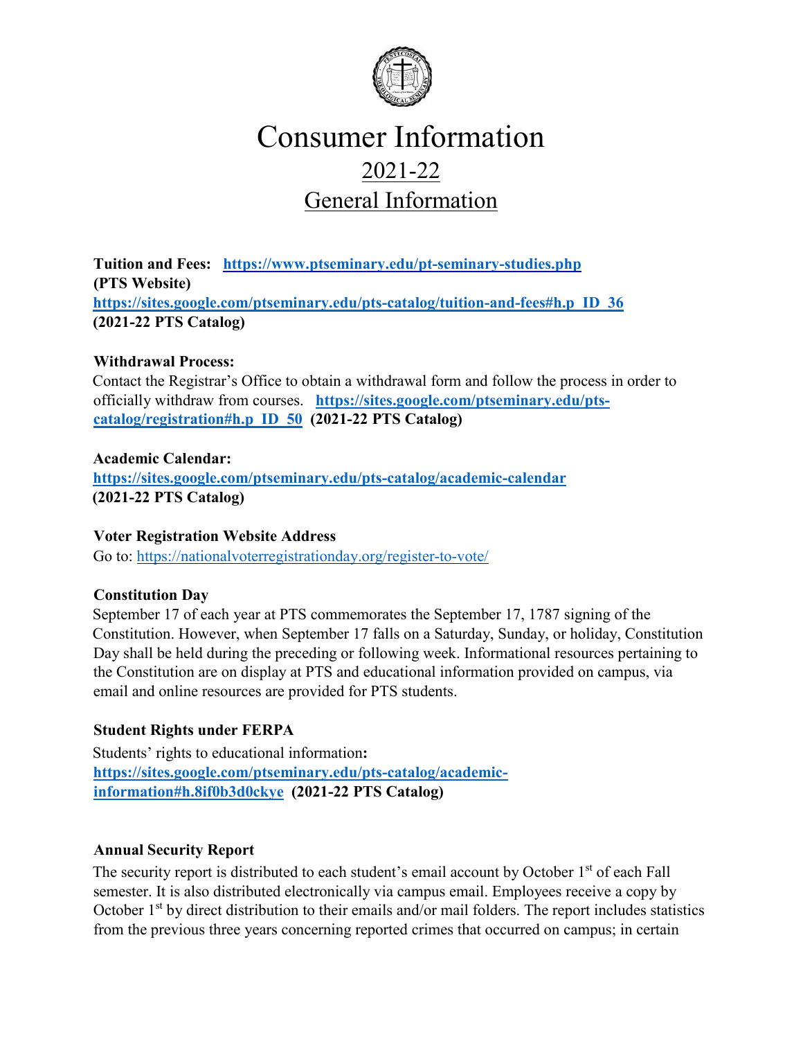# Consumer Information

## 2021-22

## General Information

**Tuition and Fees:** **https://www.ptseminary.edu/pt-seminary-studies.php**
**(PTS Website)**
**https://sites.google.com/ptseminary.edu/pts-catalog/tuition-and-fees#h.p_ID_36**
**(2021-22 PTS Catalog)**

**Withdrawal Process:**
Contact the Registrar's Office to obtain a withdrawal form and follow the process in order to officially withdraw from courses. **https://sites.google.com/ptseminary.edu/pts-catalog/registration#h.p_ID_50** **(2021-22 PTS Catalog)**

**Academic Calendar:**
**https://sites.google.com/ptseminary.edu/pts-catalog/academic-calendar**
**(2021-22 PTS Catalog)**

**Voter Registration Website Address**
Go to: https://nationalvoterregistrationday.org/register-to-vote/

**Constitution Day**
September 17 of each year at PTS commemorates the September 17, 1787 signing of the Constitution. However, when September 17 falls on a Saturday, Sunday, or holiday, Constitution Day shall be held during the preceding or following week. Informational resources pertaining to the Constitution are on display at PTS and educational information provided on campus, via email and online resources are provided for PTS students.

**Student Rights under FERPA**
Students' rights to educational information**:**
**https://sites.google.com/ptseminary.edu/pts-catalog/academic-information#h.8if0b3d0ckye** **(2021-22 PTS Catalog)**

**Annual Security Report**
The security report is distributed to each student's email account by October 1st of each Fall semester. It is also distributed electronically via campus email. Employees receive a copy by October 1st by direct distribution to their emails and/or mail folders. The report includes statistics from the previous three years concerning reported crimes that occurred on campus; in certain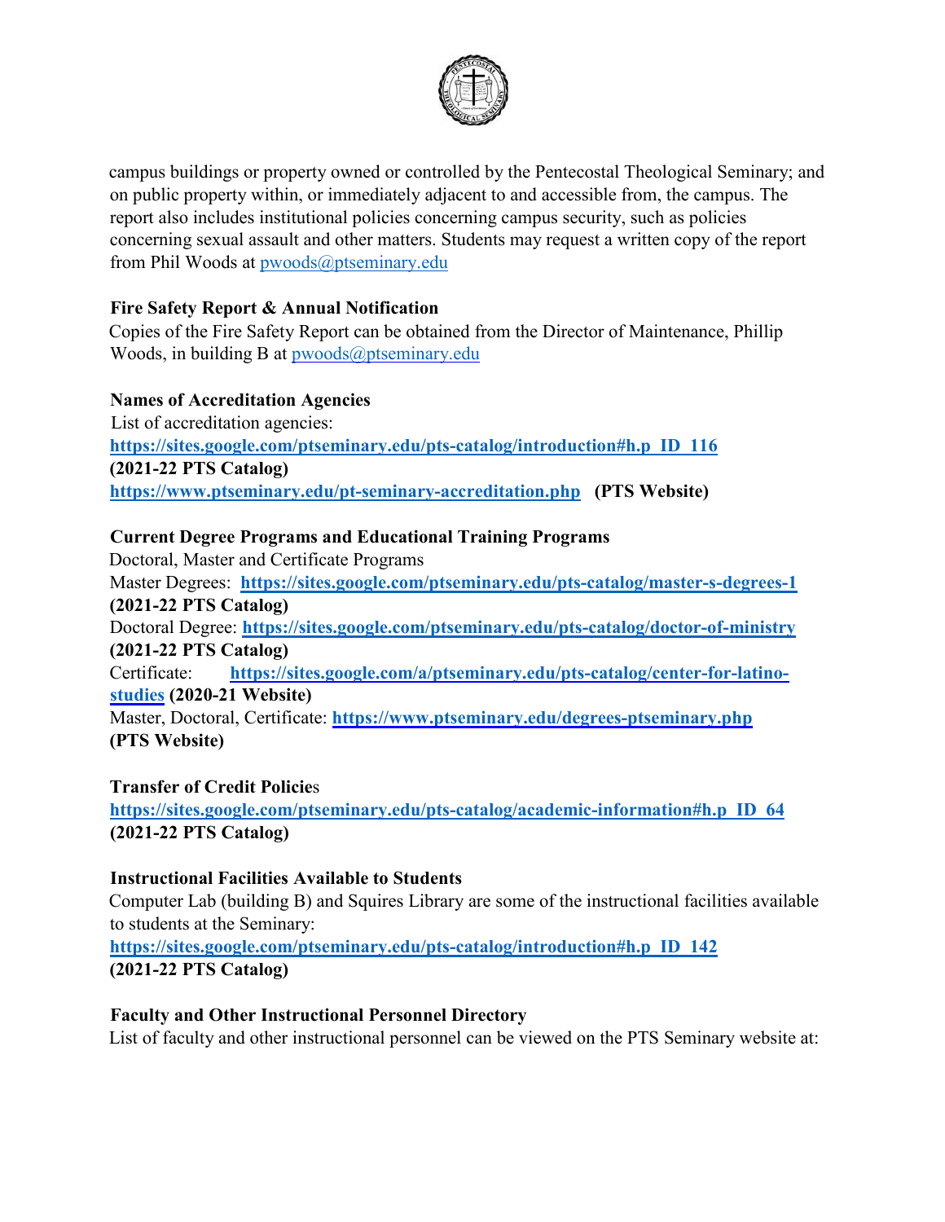campus buildings or property owned or controlled by the Pentecostal Theological Seminary; and on public property within, or immediately adjacent to and accessible from, the campus. The report also includes institutional policies concerning campus security, such as policies concerning sexual assault and other matters. Students may request a written copy of the report from Phil Woods at pwoods@ptseminary.edu

**Fire Safety Report & Annual Notification**

Copies of the Fire Safety Report can be obtained from the Director of Maintenance, Phillip Woods, in building B at pwoods@ptseminary.edu

**Names of Accreditation Agencies**

List of accreditation agencies:
**https://sites.google.com/ptseminary.edu/pts-catalog/introduction#h.p_ID_116**
**(2021-22 PTS Catalog)**
**https://www.ptseminary.edu/pt-seminary-accreditation.php** **(PTS Website)**

**Current Degree Programs and Educational Training Programs**

Doctoral, Master and Certificate Programs
Master Degrees: **https://sites.google.com/ptseminary.edu/pts-catalog/master-s-degrees-1**
**(2021-22 PTS Catalog)**
Doctoral Degree: **https://sites.google.com/ptseminary.edu/pts-catalog/doctor-of-ministry**
**(2021-22 PTS Catalog)**
Certificate: **https://sites.google.com/a/ptseminary.edu/pts-catalog/center-for-latino-studies** **(2020-21 Website)**
Master, Doctoral, Certificate: **https://www.ptseminary.edu/degrees-ptseminary.php**
**(PTS Website)**

**Transfer of Credit Policies**

**https://sites.google.com/ptseminary.edu/pts-catalog/academic-information#h.p_ID_64**
**(2021-22 PTS Catalog)**

**Instructional Facilities Available to Students**

Computer Lab (building B) and Squires Library are some of the instructional facilities available to students at the Seminary:
**https://sites.google.com/ptseminary.edu/pts-catalog/introduction#h.p_ID_142**
**(2021-22 PTS Catalog)**

**Faculty and Other Instructional Personnel Directory**

List of faculty and other instructional personnel can be viewed on the PTS Seminary website at: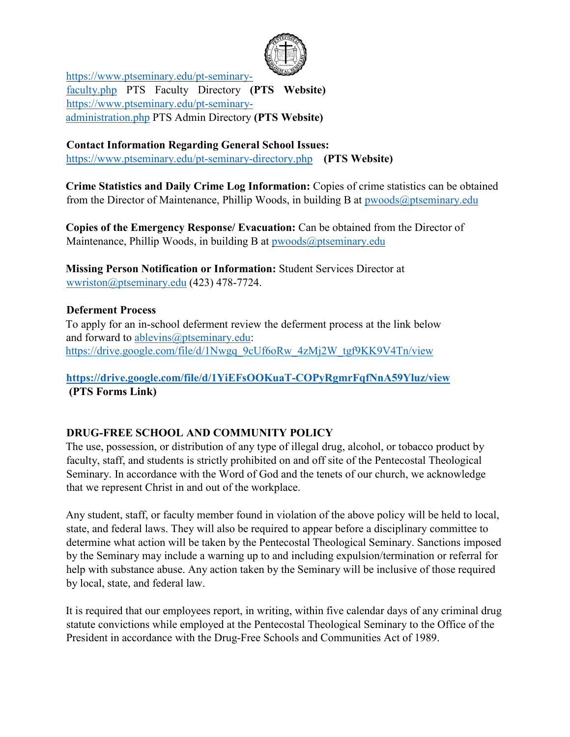https://www.ptseminary.edu/pt-seminary-faculty.php PTS Faculty Directory **(PTS Website)**
https://www.ptseminary.edu/pt-seminary-administration.php PTS Admin Directory **(PTS Website)**

**Contact Information Regarding General School Issues:**
https://www.ptseminary.edu/pt-seminary-directory.php **(PTS Website)**

**Crime Statistics and Daily Crime Log Information:** Copies of crime statistics can be obtained from the Director of Maintenance, Phillip Woods, in building B at pwoods@ptseminary.edu

**Copies of the Emergency Response/ Evacuation:** Can be obtained from the Director of Maintenance, Phillip Woods, in building B at pwoods@ptseminary.edu

**Missing Person Notification or Information:** Student Services Director at wwriston@ptseminary.edu (423) 478-7724.

**Deferment Process**
To apply for an in-school deferment review the deferment process at the link below and forward to ablevins@ptseminary.edu:
https://drive.google.com/file/d/1Nwgq_9cUf6oRw_4zMj2W_tgf9KK9V4Tn/view

**https://drive.google.com/file/d/1YiEFsOOKuaT-COPyRgmrFqfNnA59Yluz/view**
**(PTS Forms Link)**

## DRUG-FREE SCHOOL AND COMMUNITY POLICY

The use, possession, or distribution of any type of illegal drug, alcohol, or tobacco product by faculty, staff, and students is strictly prohibited on and off site of the Pentecostal Theological Seminary. In accordance with the Word of God and the tenets of our church, we acknowledge that we represent Christ in and out of the workplace.

Any student, staff, or faculty member found in violation of the above policy will be held to local, state, and federal laws. They will also be required to appear before a disciplinary committee to determine what action will be taken by the Pentecostal Theological Seminary. Sanctions imposed by the Seminary may include a warning up to and including expulsion/termination or referral for help with substance abuse. Any action taken by the Seminary will be inclusive of those required by local, state, and federal law.

It is required that our employees report, in writing, within five calendar days of any criminal drug statute convictions while employed at the Pentecostal Theological Seminary to the Office of the President in accordance with the Drug-Free Schools and Communities Act of 1989.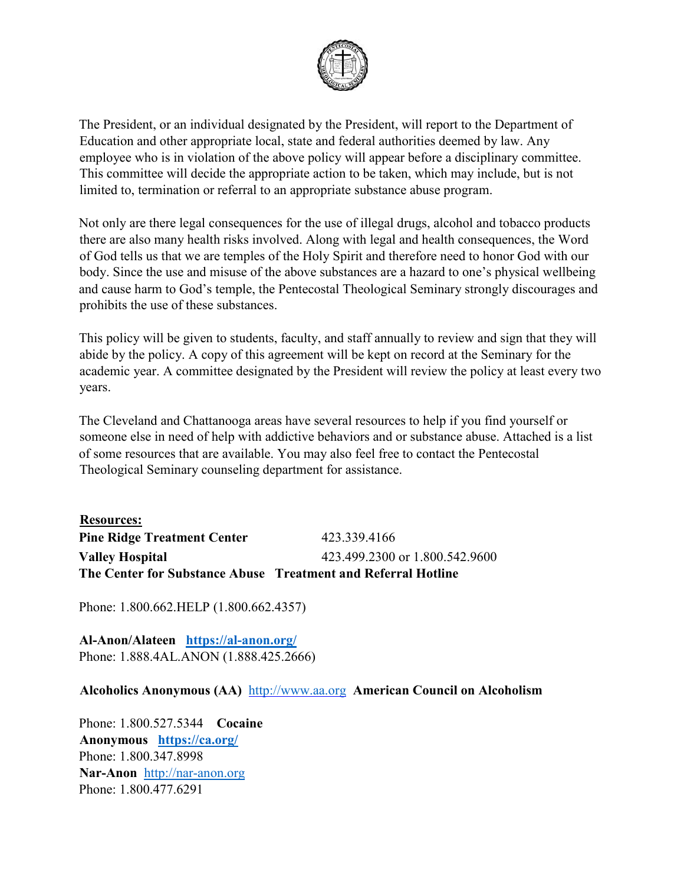The President, or an individual designated by the President, will report to the Department of Education and other appropriate local, state and federal authorities deemed by law. Any employee who is in violation of the above policy will appear before a disciplinary committee. This committee will decide the appropriate action to be taken, which may include, but is not limited to, termination or referral to an appropriate substance abuse program.

Not only are there legal consequences for the use of illegal drugs, alcohol and tobacco products there are also many health risks involved. Along with legal and health consequences, the Word of God tells us that we are temples of the Holy Spirit and therefore need to honor God with our body. Since the use and misuse of the above substances are a hazard to one's physical wellbeing and cause harm to God's temple, the Pentecostal Theological Seminary strongly discourages and prohibits the use of these substances.

This policy will be given to students, faculty, and staff annually to review and sign that they will abide by the policy. A copy of this agreement will be kept on record at the Seminary for the academic year. A committee designated by the President will review the policy at least every two years.

The Cleveland and Chattanooga areas have several resources to help if you find yourself or someone else in need of help with addictive behaviors and or substance abuse. Attached is a list of some resources that are available. You may also feel free to contact the Pentecostal Theological Seminary counseling department for assistance.

**Resources:**

**Pine Ridge Treatment Center** 423.339.4166

**Valley Hospital** 423.499.2300 or 1.800.542.9600

**The Center for Substance Abuse Treatment and Referral Hotline**

Phone: 1.800.662.HELP (1.800.662.4357)

**Al-Anon/Alateen** **https://al-anon.org/**
Phone: 1.888.4AL.ANON (1.888.425.2666)

**Alcoholics Anonymous (AA)** http://www.aa.org

**American Council on Alcoholism**
Phone: 1.800.527.5344

**Cocaine Anonymous** **https://ca.org/**
Phone: 1.800.347.8998

**Nar-Anon** http://nar-anon.org
Phone: 1.800.477.6291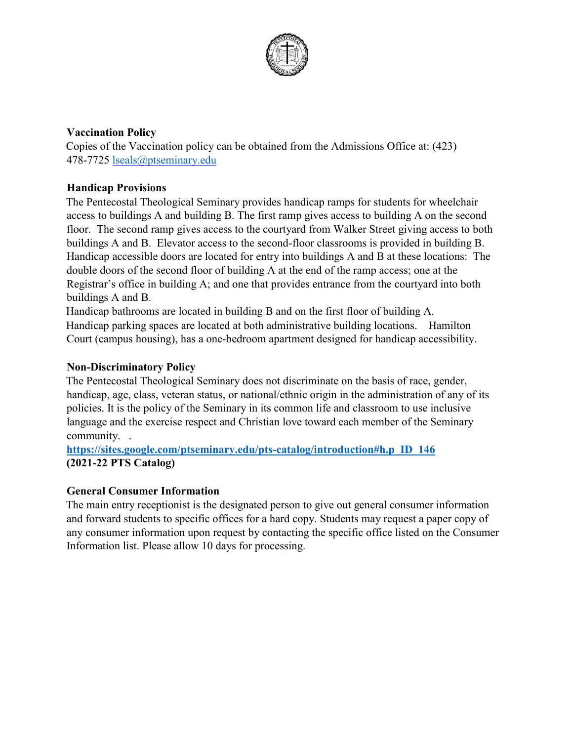**Vaccination Policy**

Copies of the Vaccination policy can be obtained from the Admissions Office at: (423) 478-7725 lseals@ptseminary.edu

**Handicap Provisions**

The Pentecostal Theological Seminary provides handicap ramps for students for wheelchair access to buildings A and building B. The first ramp gives access to building A on the second floor. The second ramp gives access to the courtyard from Walker Street giving access to both buildings A and B. Elevator access to the second-floor classrooms is provided in building B. Handicap accessible doors are located for entry into buildings A and B at these locations: The double doors of the second floor of building A at the end of the ramp access; one at the Registrar's office in building A; and one that provides entrance from the courtyard into both buildings A and B.

Handicap bathrooms are located in building B and on the first floor of building A.

Handicap parking spaces are located at both administrative building locations. Hamilton Court (campus housing), has a one-bedroom apartment designed for handicap accessibility.

**Non-Discriminatory Policy**

The Pentecostal Theological Seminary does not discriminate on the basis of race, gender, handicap, age, class, veteran status, or national/ethnic origin in the administration of any of its policies. It is the policy of the Seminary in its common life and classroom to use inclusive language and the exercise respect and Christian love toward each member of the Seminary community. .

**https://sites.google.com/ptseminary.edu/pts-catalog/introduction#h.p_ID_146**
**(2021-22 PTS Catalog)**

**General Consumer Information**

The main entry receptionist is the designated person to give out general consumer information and forward students to specific offices for a hard copy. Students may request a paper copy of any consumer information upon request by contacting the specific office listed on the Consumer Information list. Please allow 10 days for processing.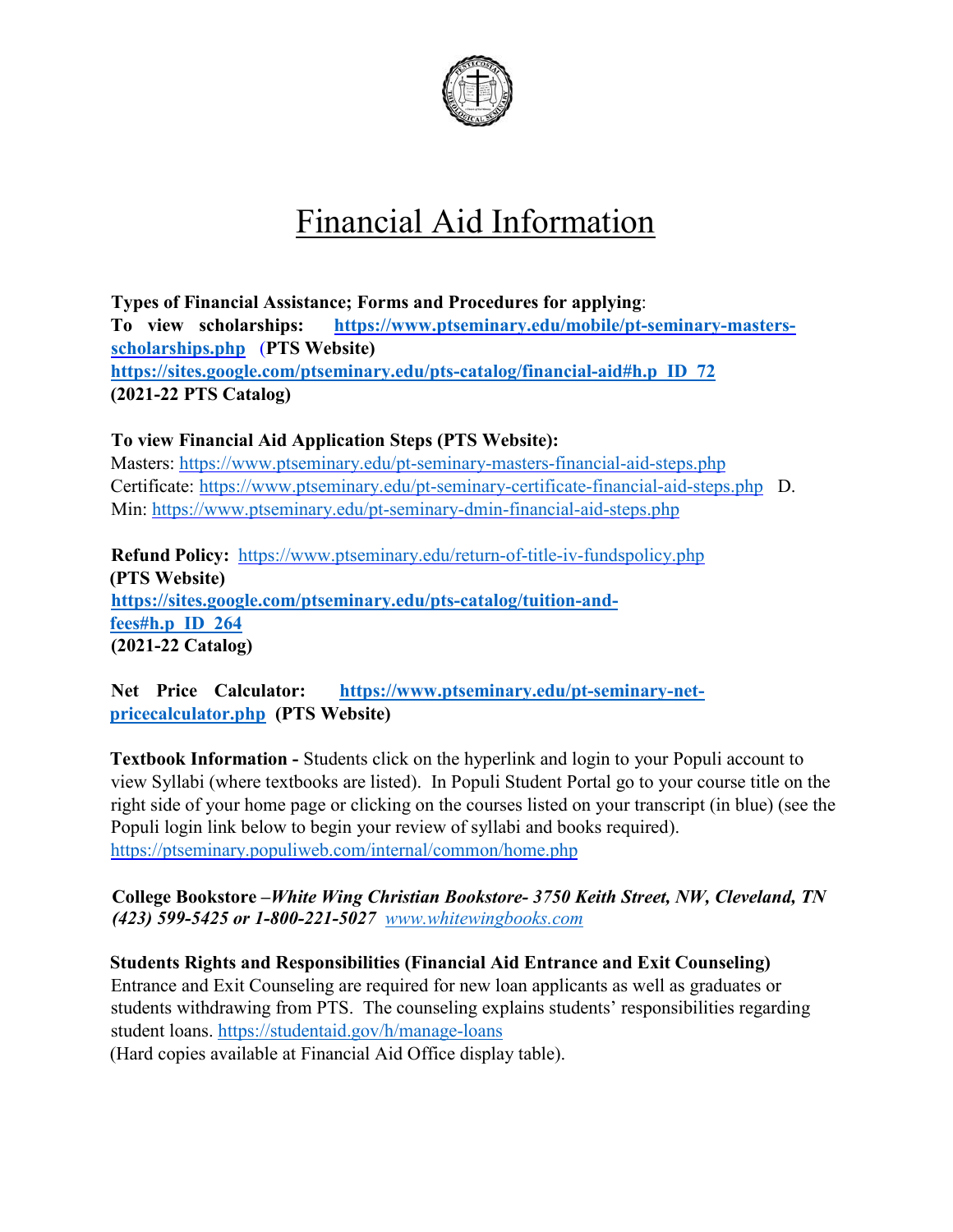# Financial Aid Information

**Types of Financial Assistance; Forms and Procedures for applying**:
**To view scholarships: https://www.ptseminary.edu/mobile/pt-seminary-masters-scholarships.php (PTS Website)**
**https://sites.google.com/ptseminary.edu/pts-catalog/financial-aid#h.p_ID_72**
**(2021-22 PTS Catalog)**

**To view Financial Aid Application Steps (PTS Website):**
Masters: https://www.ptseminary.edu/pt-seminary-masters-financial-aid-steps.php
Certificate: https://www.ptseminary.edu/pt-seminary-certificate-financial-aid-steps.php D. Min: https://www.ptseminary.edu/pt-seminary-dmin-financial-aid-steps.php

**Refund Policy:** https://www.ptseminary.edu/return-of-title-iv-fundspolicy.php
**(PTS Website)**
**https://sites.google.com/ptseminary.edu/pts-catalog/tuition-and-fees#h.p_ID_264**
**(2021-22 Catalog)**

**Net Price Calculator: https://www.ptseminary.edu/pt-seminary-net-pricecalculator.php (PTS Website)**

**Textbook Information -** Students click on the hyperlink and login to your Populi account to view Syllabi (where textbooks are listed). In Populi Student Portal go to your course title on the right side of your home page or clicking on the courses listed on your transcript (in blue) (see the Populi login link below to begin your review of syllabi and books required).
https://ptseminary.populiweb.com/internal/common/home.php

**College Bookstore –*White Wing Christian Bookstore- 3750 Keith Street, NW, Cleveland, TN (423) 599-5425 or 1-800-221-5027*** *www.whitewingbooks.com*

**Students Rights and Responsibilities (Financial Aid Entrance and Exit Counseling)**
Entrance and Exit Counseling are required for new loan applicants as well as graduates or students withdrawing from PTS. The counseling explains students' responsibilities regarding student loans. https://studentaid.gov/h/manage-loans
(Hard copies available at Financial Aid Office display table).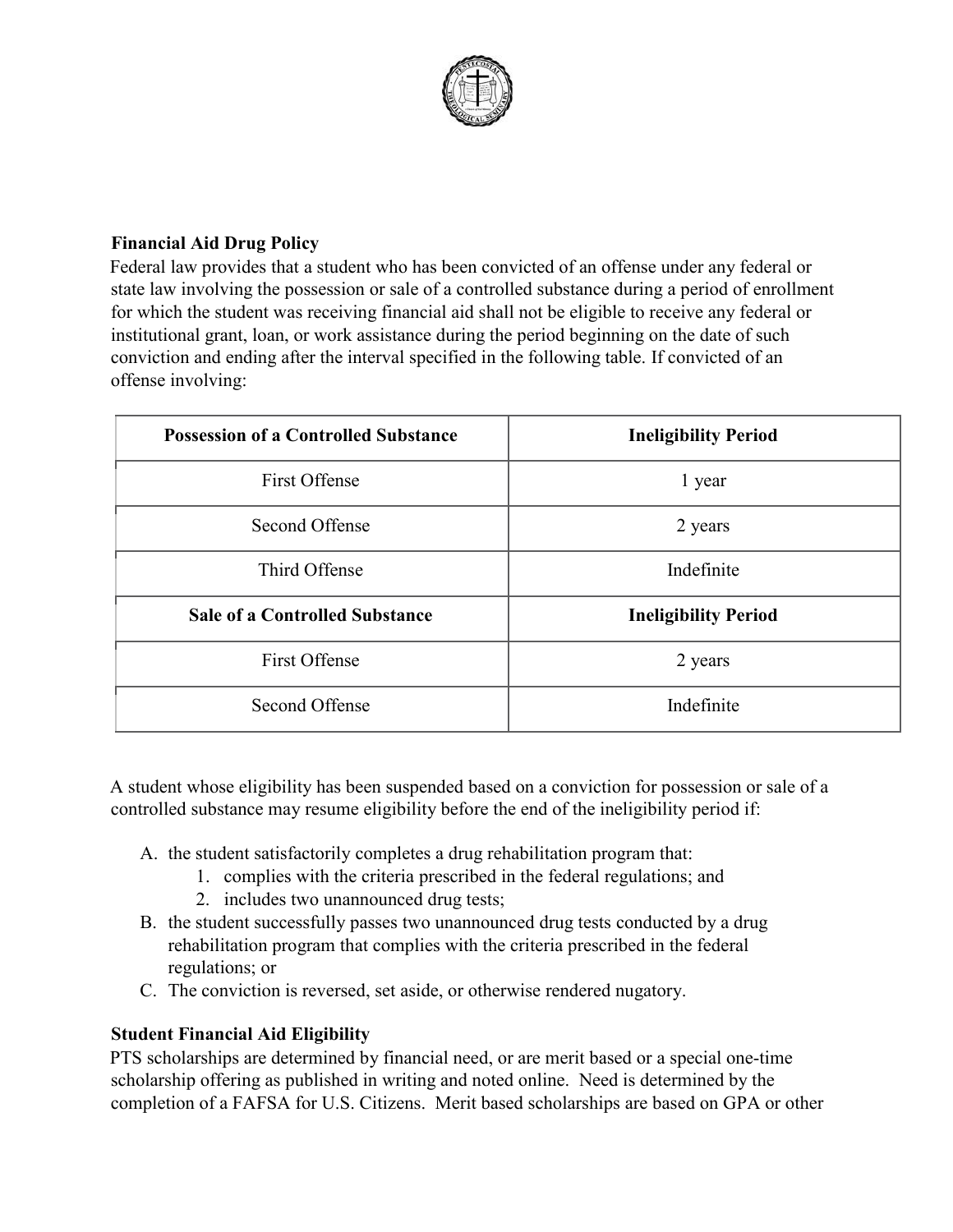**Financial Aid Drug Policy**

Federal law provides that a student who has been convicted of an offense under any federal or state law involving the possession or sale of a controlled substance during a period of enrollment for which the student was receiving financial aid shall not be eligible to receive any federal or institutional grant, loan, or work assistance during the period beginning on the date of such conviction and ending after the interval specified in the following table. If convicted of an offense involving:

| **Possession of a Controlled Substance** | **Ineligibility Period** |
|---|---|
| First Offense | 1 year |
| Second Offense | 2 years |
| Third Offense | Indefinite |
| **Sale of a Controlled Substance** | **Ineligibility Period** |
| First Offense | 2 years |
| Second Offense | Indefinite |

A student whose eligibility has been suspended based on a conviction for possession or sale of a controlled substance may resume eligibility before the end of the ineligibility period if:

A. the student satisfactorily completes a drug rehabilitation program that:
   1. complies with the criteria prescribed in the federal regulations; and
   2. includes two unannounced drug tests;
B. the student successfully passes two unannounced drug tests conducted by a drug rehabilitation program that complies with the criteria prescribed in the federal regulations; or
C. The conviction is reversed, set aside, or otherwise rendered nugatory.

**Student Financial Aid Eligibility**

PTS scholarships are determined by financial need, or are merit based or a special one-time scholarship offering as published in writing and noted online. Need is determined by the completion of a FAFSA for U.S. Citizens. Merit based scholarships are based on GPA or other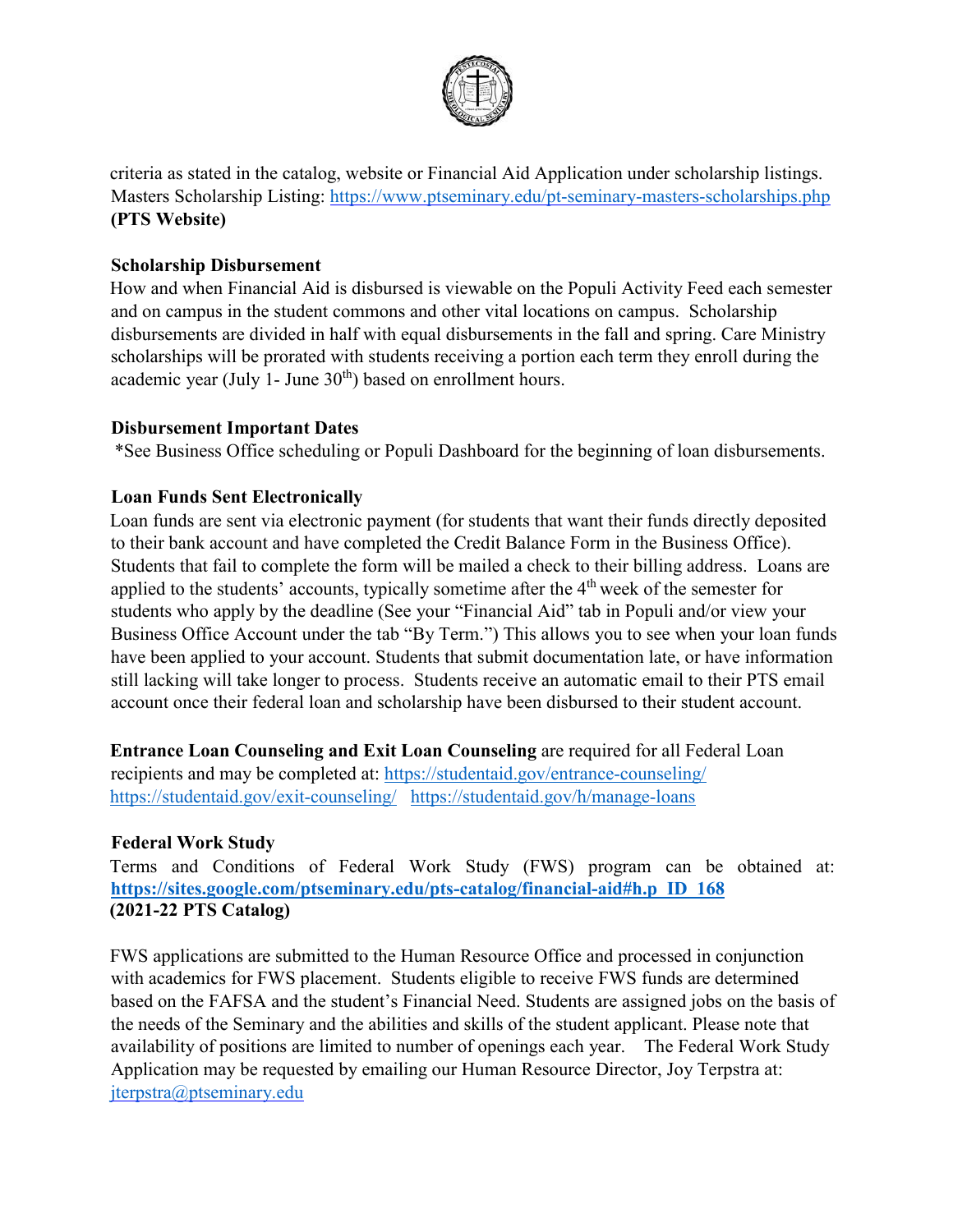criteria as stated in the catalog, website or Financial Aid Application under scholarship listings. Masters Scholarship Listing: https://www.ptseminary.edu/pt-seminary-masters-scholarships.php **(PTS Website)**

### Scholarship Disbursement

How and when Financial Aid is disbursed is viewable on the Populi Activity Feed each semester and on campus in the student commons and other vital locations on campus. Scholarship disbursements are divided in half with equal disbursements in the fall and spring. Care Ministry scholarships will be prorated with students receiving a portion each term they enroll during the academic year (July 1- June 30th) based on enrollment hours.

### Disbursement Important Dates

*See Business Office scheduling or Populi Dashboard for the beginning of loan disbursements.

### Loan Funds Sent Electronically

Loan funds are sent via electronic payment (for students that want their funds directly deposited to their bank account and have completed the Credit Balance Form in the Business Office). Students that fail to complete the form will be mailed a check to their billing address. Loans are applied to the students' accounts, typically sometime after the 4th week of the semester for students who apply by the deadline (See your "Financial Aid" tab in Populi and/or view your Business Office Account under the tab "By Term.") This allows you to see when your loan funds have been applied to your account. Students that submit documentation late, or have information still lacking will take longer to process. Students receive an automatic email to their PTS email account once their federal loan and scholarship have been disbursed to their student account.

**Entrance Loan Counseling and Exit Loan Counseling** are required for all Federal Loan recipients and may be completed at: https://studentaid.gov/entrance-counseling/ https://studentaid.gov/exit-counseling/ https://studentaid.gov/h/manage-loans

### Federal Work Study

Terms and Conditions of Federal Work Study (FWS) program can be obtained at: **https://sites.google.com/ptseminary.edu/pts-catalog/financial-aid#h.p_ID_168** **(2021-22 PTS Catalog)**

FWS applications are submitted to the Human Resource Office and processed in conjunction with academics for FWS placement. Students eligible to receive FWS funds are determined based on the FAFSA and the student's Financial Need. Students are assigned jobs on the basis of the needs of the Seminary and the abilities and skills of the student applicant. Please note that availability of positions are limited to number of openings each year. The Federal Work Study Application may be requested by emailing our Human Resource Director, Joy Terpstra at: jterpstra@ptseminary.edu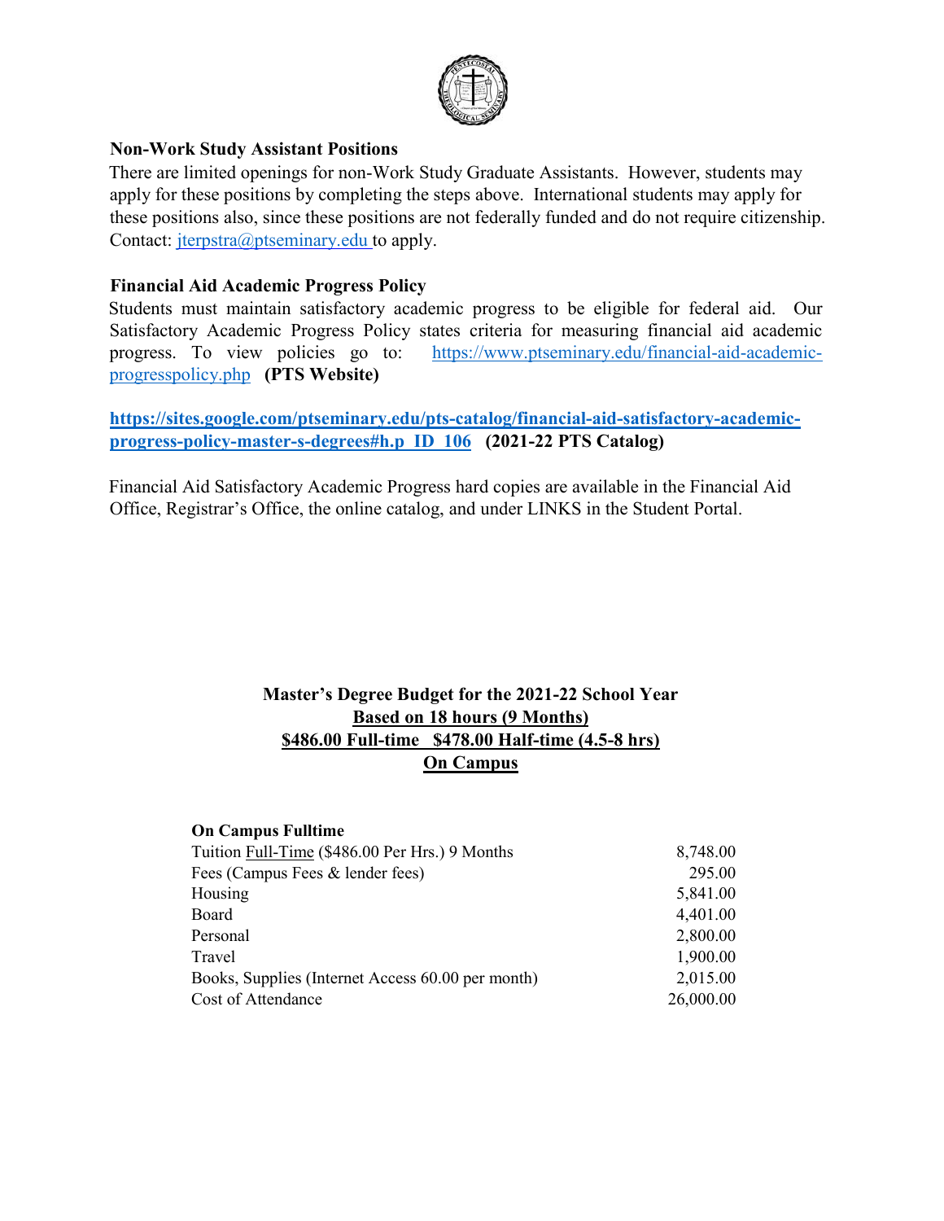### Non-Work Study Assistant Positions

There are limited openings for non-Work Study Graduate Assistants. However, students may apply for these positions by completing the steps above. International students may apply for these positions also, since these positions are not federally funded and do not require citizenship. Contact: jterpstra@ptseminary.edu to apply.

### Financial Aid Academic Progress Policy

Students must maintain satisfactory academic progress to be eligible for federal aid. Our Satisfactory Academic Progress Policy states criteria for measuring financial aid academic progress. To view policies go to: https://www.ptseminary.edu/financial-aid-academic-progresspolicy.php **(PTS Website)**

**https://sites.google.com/ptseminary.edu/pts-catalog/financial-aid-satisfactory-academic-progress-policy-master-s-degrees#h.p_ID_106** **(2021-22 PTS Catalog)**

Financial Aid Satisfactory Academic Progress hard copies are available in the Financial Aid Office, Registrar's Office, the online catalog, and under LINKS in the Student Portal.

## Master's Degree Budget for the 2021-22 School Year

**Based on 18 hours (9 Months)**

**$486.00 Full-time $478.00 Half-time (4.5-8 hrs)**

**On Campus**

| **On Campus Fulltime** | |
|---|---|
| Tuition Full-Time ($486.00 Per Hrs.) 9 Months | 8,748.00 |
| Fees (Campus Fees & lender fees) | 295.00 |
| Housing | 5,841.00 |
| Board | 4,401.00 |
| Personal | 2,800.00 |
| Travel | 1,900.00 |
| Books, Supplies (Internet Access 60.00 per month) | 2,015.00 |
| Cost of Attendance | 26,000.00 |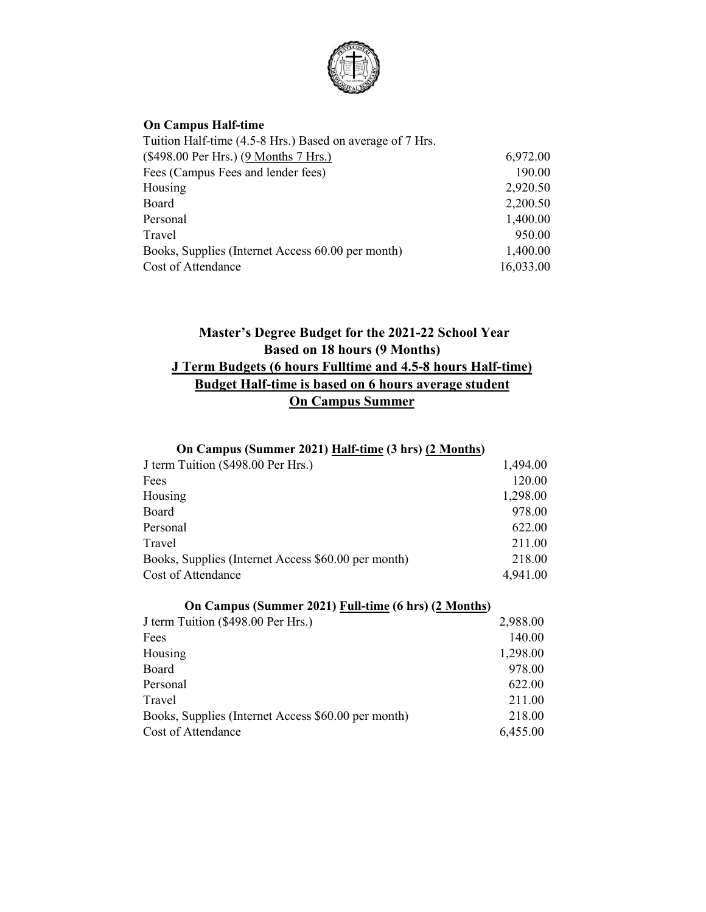**On Campus Half-time**

| | |
|---|---|
| Tuition Half-time (4.5-8 Hrs.) Based on average of 7 Hrs. (\$498.00 Per Hrs.) (9 Months 7 Hrs.) | 6,972.00 |
| Fees (Campus Fees and lender fees) | 190.00 |
| Housing | 2,920.50 |
| Board | 2,200.50 |
| Personal | 1,400.00 |
| Travel | 950.00 |
| Books, Supplies (Internet Access 60.00 per month) | 1,400.00 |
| Cost of Attendance | 16,033.00 |

## Master's Degree Budget for the 2021-22 School Year
## Based on 18 hours (9 Months)
## J Term Budgets (6 hours Fulltime and 4.5-8 hours Half-time)
## Budget Half-time is based on 6 hours average student
## On Campus Summer

**On Campus (Summer 2021) Half-time (3 hrs) (2 Months)**

| | |
|---|---|
| J term Tuition (\$498.00 Per Hrs.) | 1,494.00 |
| Fees | 120.00 |
| Housing | 1,298.00 |
| Board | 978.00 |
| Personal | 622.00 |
| Travel | 211.00 |
| Books, Supplies (Internet Access \$60.00 per month) | 218.00 |
| Cost of Attendance | 4,941.00 |

**On Campus (Summer 2021) Full-time (6 hrs) (2 Months)**

| | |
|---|---|
| J term Tuition (\$498.00 Per Hrs.) | 2,988.00 |
| Fees | 140.00 |
| Housing | 1,298.00 |
| Board | 978.00 |
| Personal | 622.00 |
| Travel | 211.00 |
| Books, Supplies (Internet Access \$60.00 per month) | 218.00 |
| Cost of Attendance | 6,455.00 |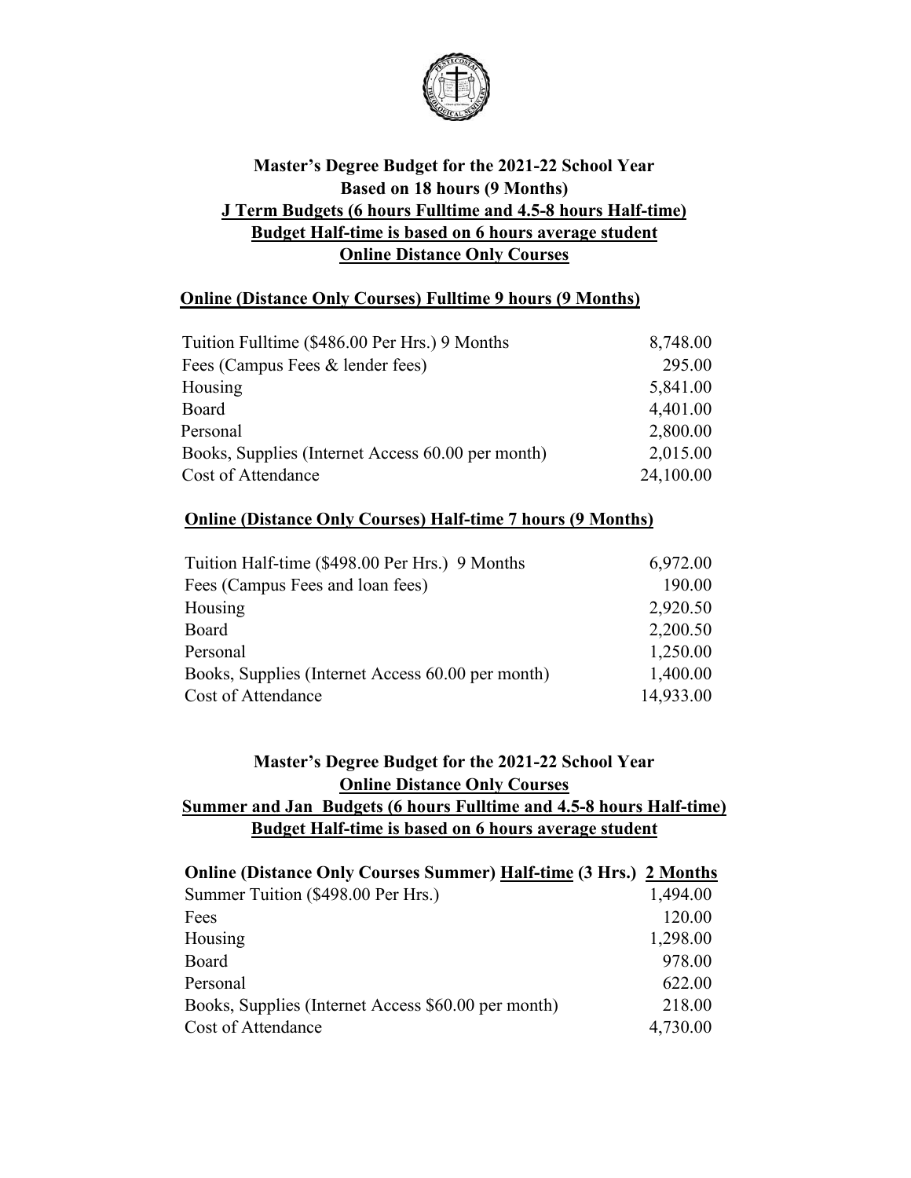**Master's Degree Budget for the 2021-22 School Year**
**Based on 18 hours (9 Months)**
**J Term Budgets (6 hours Fulltime and 4.5-8 hours Half-time)**
**Budget Half-time is based on 6 hours average student**
**Online Distance Only Courses**

**Online (Distance Only Courses) Fulltime 9 hours (9 Months)**

| | |
|---|---|
| Tuition Fulltime ($486.00 Per Hrs.) 9 Months | 8,748.00 |
| Fees (Campus Fees & lender fees) | 295.00 |
| Housing | 5,841.00 |
| Board | 4,401.00 |
| Personal | 2,800.00 |
| Books, Supplies (Internet Access 60.00 per month) | 2,015.00 |
| Cost of Attendance | 24,100.00 |

**Online (Distance Only Courses) Half-time 7 hours (9 Months)**

| | |
|---|---|
| Tuition Half-time ($498.00 Per Hrs.) 9 Months | 6,972.00 |
| Fees (Campus Fees and loan fees) | 190.00 |
| Housing | 2,920.50 |
| Board | 2,200.50 |
| Personal | 1,250.00 |
| Books, Supplies (Internet Access 60.00 per month) | 1,400.00 |
| Cost of Attendance | 14,933.00 |

**Master's Degree Budget for the 2021-22 School Year**
**Online Distance Only Courses**
**Summer and Jan Budgets (6 hours Fulltime and 4.5-8 hours Half-time)**
**Budget Half-time is based on 6 hours average student**

| Online (Distance Only Courses Summer) Half-time (3 Hrs.) | 2 Months |
|---|---|
| Summer Tuition ($498.00 Per Hrs.) | 1,494.00 |
| Fees | 120.00 |
| Housing | 1,298.00 |
| Board | 978.00 |
| Personal | 622.00 |
| Books, Supplies (Internet Access $60.00 per month) | 218.00 |
| Cost of Attendance | 4,730.00 |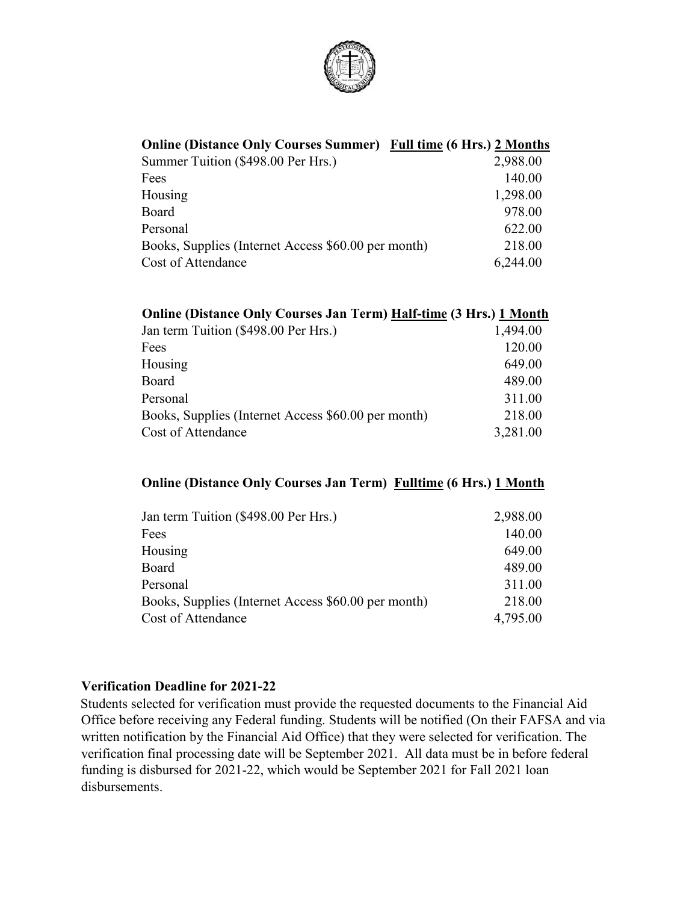| **Online (Distance Only Courses Summer) Full time (6 Hrs.) 2 Months** | |
|---|---|
| Summer Tuition ($498.00 Per Hrs.) | 2,988.00 |
| Fees | 140.00 |
| Housing | 1,298.00 |
| Board | 978.00 |
| Personal | 622.00 |
| Books, Supplies (Internet Access $60.00 per month) | 218.00 |
| Cost of Attendance | 6,244.00 |

| **Online (Distance Only Courses Jan Term) Half-time (3 Hrs.) 1 Month** | |
|---|---|
| Jan term Tuition ($498.00 Per Hrs.) | 1,494.00 |
| Fees | 120.00 |
| Housing | 649.00 |
| Board | 489.00 |
| Personal | 311.00 |
| Books, Supplies (Internet Access $60.00 per month) | 218.00 |
| Cost of Attendance | 3,281.00 |

| **Online (Distance Only Courses Jan Term) Fulltime (6 Hrs.) 1 Month** | |
|---|---|
| Jan term Tuition ($498.00 Per Hrs.) | 2,988.00 |
| Fees | 140.00 |
| Housing | 649.00 |
| Board | 489.00 |
| Personal | 311.00 |
| Books, Supplies (Internet Access $60.00 per month) | 218.00 |
| Cost of Attendance | 4,795.00 |

**Verification Deadline for 2021-22**

Students selected for verification must provide the requested documents to the Financial Aid Office before receiving any Federal funding. Students will be notified (On their FAFSA and via written notification by the Financial Aid Office) that they were selected for verification. The verification final processing date will be September 2021. All data must be in before federal funding is disbursed for 2021-22, which would be September 2021 for Fall 2021 loan disbursements.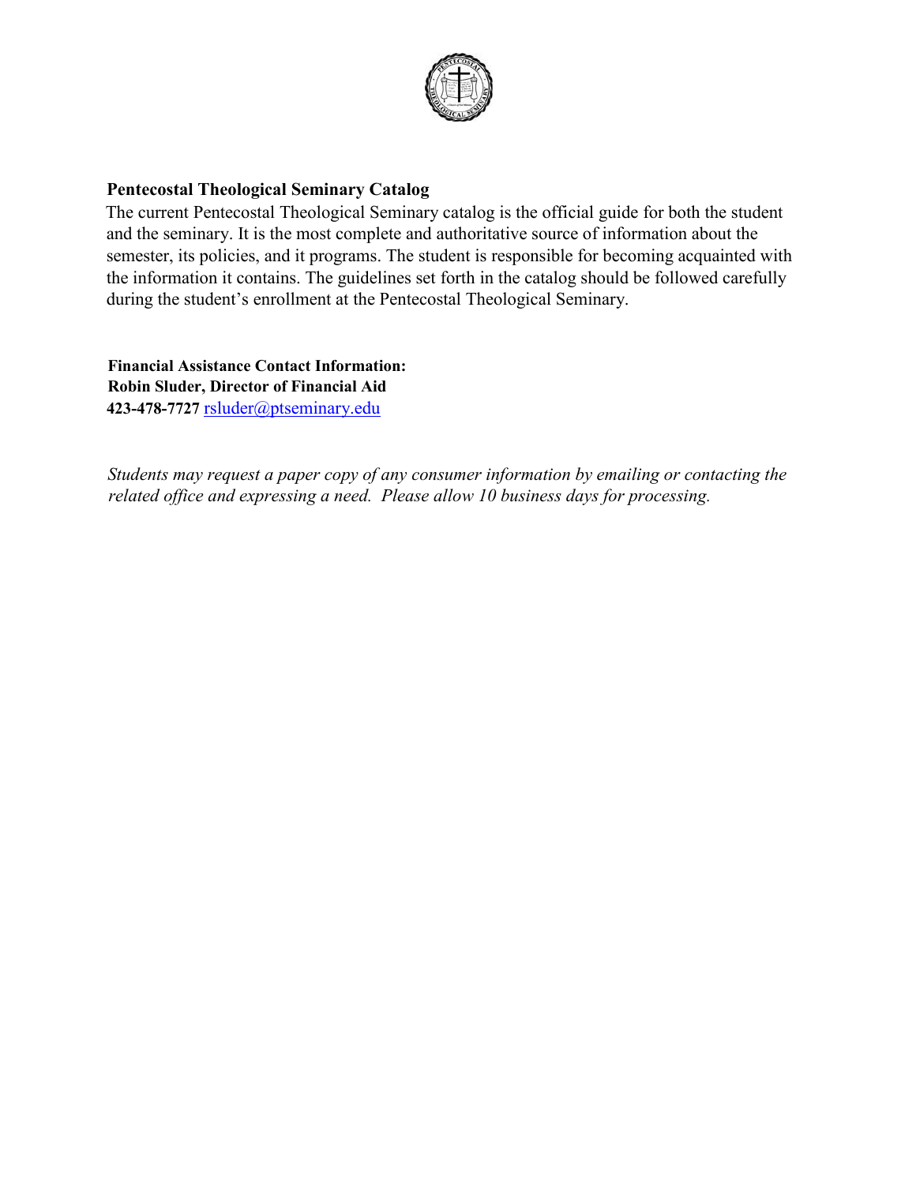**Pentecostal Theological Seminary Catalog**

The current Pentecostal Theological Seminary catalog is the official guide for both the student and the seminary. It is the most complete and authoritative source of information about the semester, its policies, and it programs. The student is responsible for becoming acquainted with the information it contains. The guidelines set forth in the catalog should be followed carefully during the student's enrollment at the Pentecostal Theological Seminary.

**Financial Assistance Contact Information:**
**Robin Sluder, Director of Financial Aid**
**423-478-7727** rsluder@ptseminary.edu

*Students may request a paper copy of any consumer information by emailing or contacting the related office and expressing a need. Please allow 10 business days for processing.*